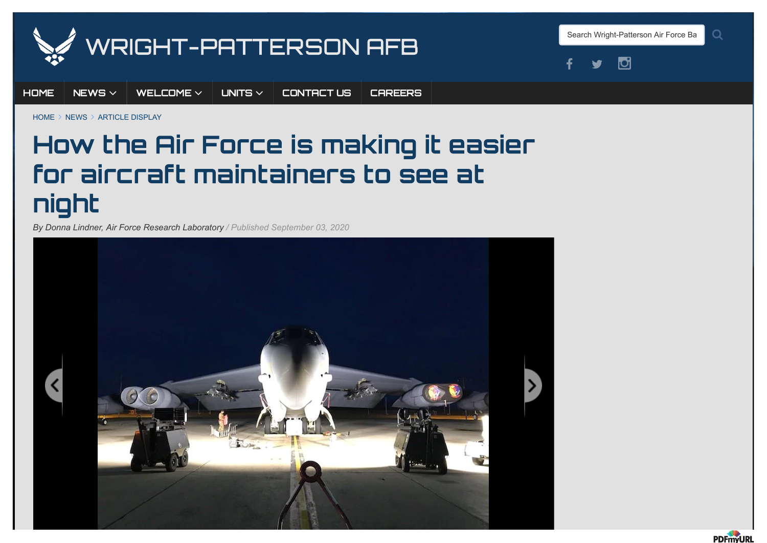# How the Air Force is making it easier for aircraft maintainers to see at night

*By Donna Lindner, Air Force Research Laboratory* / Published September 03, 2020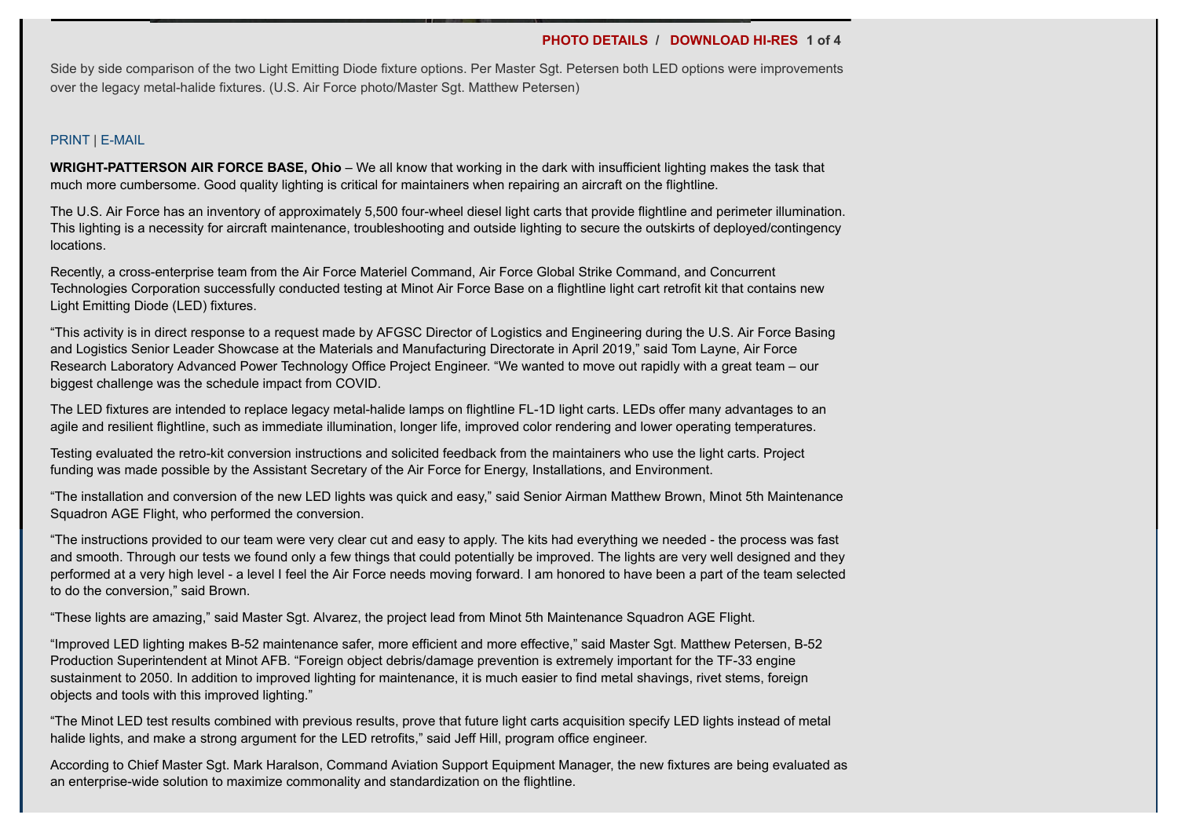PHOTO DETAILS / DOWNLOAD HI-RES

Side by side comparison of the two Light Emitting Diode fixture options. Per Master Sgt. Petersen both LED options were improvements over the legacy metal-halide fixtures. (U.S. Air Force photo/Master Sgt. Matthew Petersen)

PRINT | E-MAIL

**WRIGHT-PATTERSON AIR FORCE BASE, Ohio** – We all know that working in the dark with insufficient lighting makes the task that much more cumbersome. Good quality lighting is critical for maintainers when repairing an aircraft on the flightline.

The U.S. Air Force has an inventory of approximately 5,500 four-wheel diesel light carts that provide flightline and perimeter illumination. This lighting is a necessity for aircraft maintenance, troubleshooting and outside lighting to secure the outskirts of deployed/contingency locations.

Recently, a cross-enterprise team from the Air Force Materiel Command, Air Force Global Strike Command, and Concurrent Technologies Corporation successfully conducted testing at Minot Air Force Base on a flightline light cart retrofit kit that contains new Light Emitting Diode (LED) fixtures.

“This activity is in direct response to a request made by AFGSC Director of Logistics and Engineering during the U.S. Air Force Basing and Logistics Senior Leader Showcase at the Materials and Manufacturing Directorate in April 2019,” said Tom Layne, Air Force Research Laboratory Advanced Power Technology Office Project Engineer. “We wanted to move out rapidly with a great team – our biggest challenge was the schedule impact from COVID.

The LED fixtures are intended to replace legacy metal-halide lamps on flightline FL-1D light carts. LEDs offer many advantages to an agile and resilient flightline, such as immediate illumination, longer life, improved color rendering and lower operating temperatures.

Testing evaluated the retro-kit conversion instructions and solicited feedback from the maintainers who use the light carts. Project funding was made possible by the Assistant Secretary of the Air Force for Energy, Installations, and Environment.

“The installation and conversion of the new LED lights was quick and easy,” said Senior Airman Matthew Brown, Minot 5th Maintenance Squadron AGE Flight, who performed the conversion.

“The instructions provided to our team were very clear cut and easy to apply. The kits had everything we needed - the process was fast and smooth. Through our tests we found only a few things that could potentially be improved. The lights are very well designed and they performed at a very high level - a level I feel the Air Force needs moving forward. I am honored to have been a part of the team selected to do the conversion,” said Brown.

“These lights are amazing,” said Master Sgt. Alvarez, the project lead from Minot 5th Maintenance Squadron AGE Flight.

“Improved LED lighting makes B-52 maintenance safer, more efficient and more effective,” said Master Sgt. Matthew Petersen, B-52 Production Superintendent at Minot AFB. “Foreign object debris/damage prevention is extremely important for the TF-33 engine sustainment to 2050. In addition to improved lighting for maintenance, it is much easier to find metal shavings, rivet stems, foreign objects and tools with this improved lighting.”

“The Minot LED test results combined with previous results, prove that future light carts acquisition specify LED lights instead of metal halide lights, and make a strong argument for the LED retrofits,” said Jeff Hill, program office engineer.

According to Chief Master Sgt. Mark Haralson, Command Aviation Support Equipment Manager, the new fixtures are being evaluated as an enterprise-wide solution to maximize commonality and standardization on the flightline.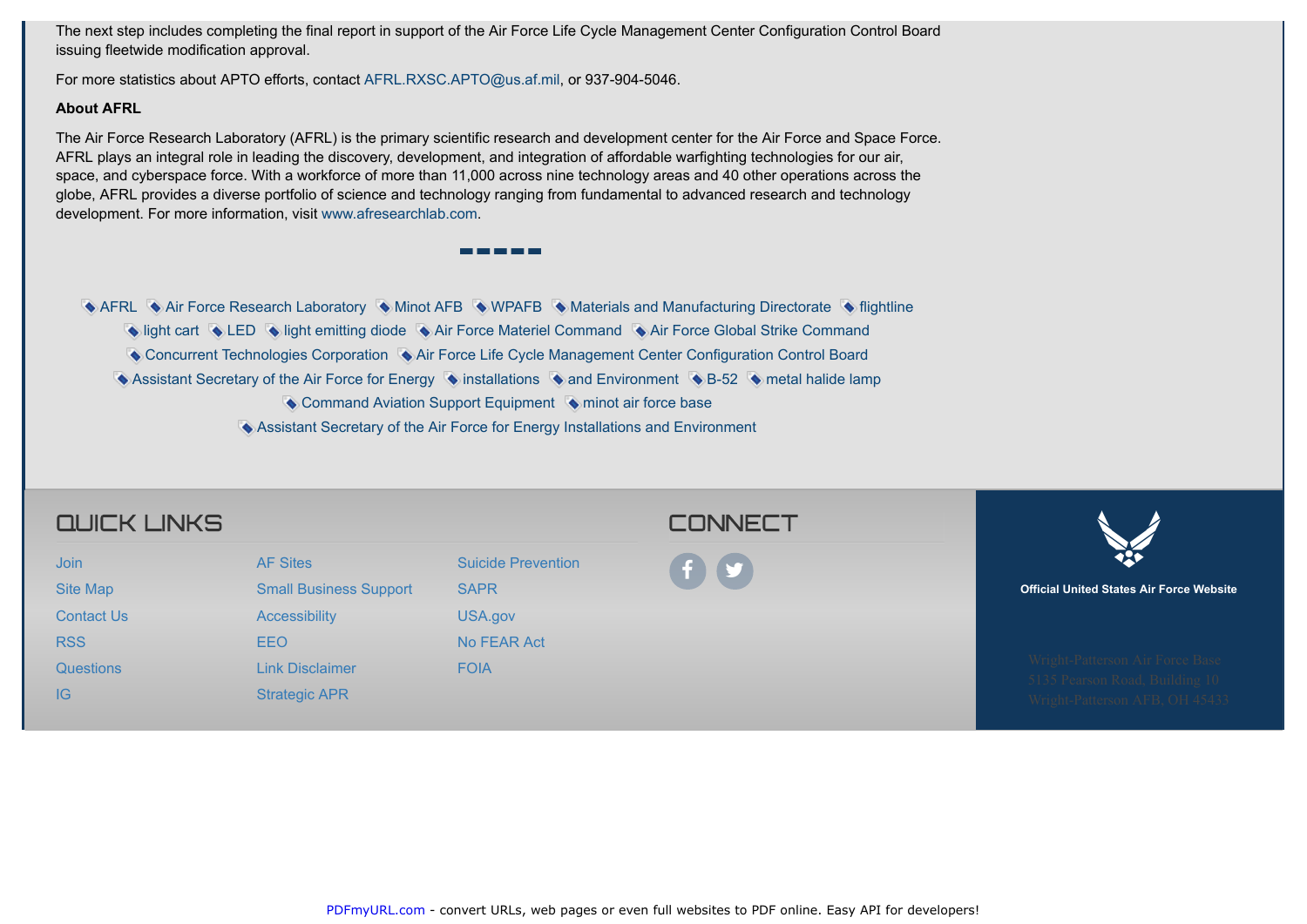The next step includes completing the final report in support of the Air Force Life Cycle Management Center Configuration Control Board issuing fleetwide modification approval.

For more statistics about APTO efforts, contact AFRL.RXSC.APTO@us.af.mil, or 937-904-5046.

**About AFRL**

The Air Force Research Laboratory (AFRL) is the primary scientific research and development center for the Air Force and Space Force. AFRL plays an integral role in leading the discovery, development, and integration of affordable warfighting technologies for our air, space, and cyberspace force. With a workforce of more than 11,000 across nine technology areas and 40 other operations across the globe, AFRL provides a diverse portfolio of science and technology ranging from fundamental to advanced research and technology development. For more information, visit www.afresearchlab.com.

AFRL · Air Force Research Laboratory · Minot AFB · WPAFB · Materials and Manufacturing Directorate · flightline · light cart · LED · light emitting diode · Air Force Materiel Command · Air Force Global Strike Command · Concurrent Technologies Corporation · Air Force Life Cycle Management Center Configuration Control Board · Assistant Secretary of the Air Force for Energy · installations · and Environment · B-52 · metal halide lamp · Command Aviation Support Equipment · minot air force base · Assistant Secretary of the Air Force for Energy Installations and Environment

## QUICK LINKS

- Join
- Site Map
- Contact Us
- RSS
- Questions
- IG
- AF Sites
- Small Business Support
- Accessibility
- EEO
- Link Disclaimer
- Strategic APR
- Suicide Prevention
- SAPR
- USA.gov
- No FEAR Act
- FOIA

## CONNECT

Official United States Air Force Website

Wright-Patterson Air Force Base
5135 Pearson Road, Building 10
Wright-Patterson AFB, OH 45433